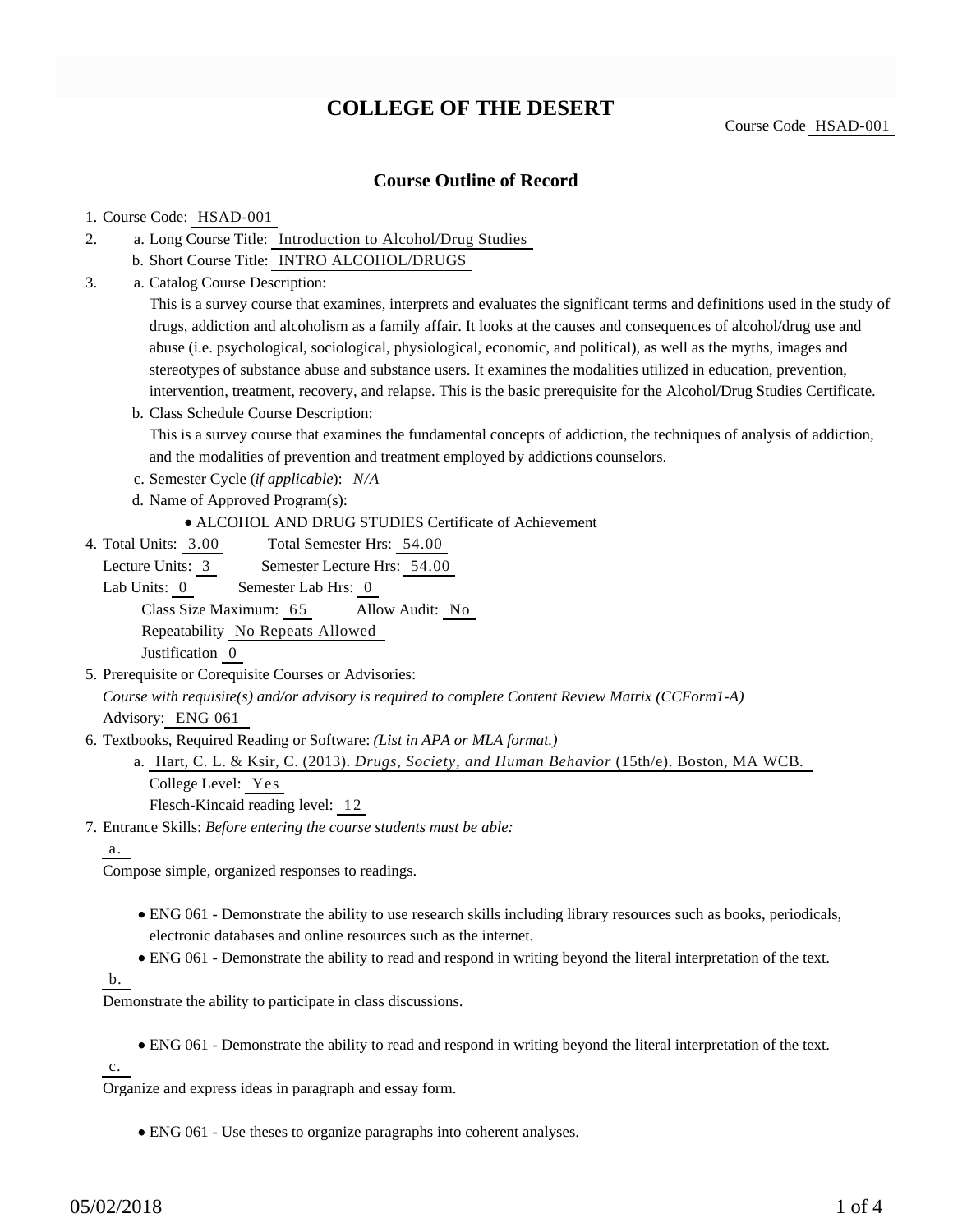# COLLEGE OF THE DESERT

Course Code HSAD-001

## Course Outline of Record

1. Course Code: HSAD-001
2. a. Long Course Title: Introduction to Alcohol/Drug Studies
   b. Short Course Title: INTRO ALCOHOL/DRUGS
3. a. Catalog Course Description:
   This is a survey course that examines, interprets and evaluates the significant terms and definitions used in the study of drugs, addiction and alcoholism as a family affair. It looks at the causes and consequences of alcohol/drug use and abuse (i.e. psychological, sociological, physiological, economic, and political), as well as the myths, images and stereotypes of substance abuse and substance users. It examines the modalities utilized in education, prevention, intervention, treatment, recovery, and relapse. This is the basic prerequisite for the Alcohol/Drug Studies Certificate.
   b. Class Schedule Course Description:
   This is a survey course that examines the fundamental concepts of addiction, the techniques of analysis of addiction, and the modalities of prevention and treatment employed by addictions counselors.
   c. Semester Cycle (*if applicable*): *N/A*
   d. Name of Approved Program(s):
      - ALCOHOL AND DRUG STUDIES Certificate of Achievement
4. Total Units: 3.00    Total Semester Hrs: 54.00
   Lecture Units: 3    Semester Lecture Hrs: 54.00
   Lab Units: 0    Semester Lab Hrs: 0
   Class Size Maximum: 65    Allow Audit: No
   Repeatability No Repeats Allowed
   Justification 0
5. Prerequisite or Corequisite Courses or Advisories:
   *Course with requisite(s) and/or advisory is required to complete Content Review Matrix (CCForm1-A)*
   Advisory: ENG 061
6. Textbooks, Required Reading or Software: *(List in APA or MLA format.)*
   a. Hart, C. L. & Ksir, C. (2013). *Drugs, Society, and Human Behavior* (15th/e). Boston, MA WCB.
      College Level: Yes
      Flesch-Kincaid reading level: 12
7. Entrance Skills: *Before entering the course students must be able:*

   a.
   Compose simple, organized responses to readings.

   - ENG 061 - Demonstrate the ability to use research skills including library resources such as books, periodicals, electronic databases and online resources such as the internet.
   - ENG 061 - Demonstrate the ability to read and respond in writing beyond the literal interpretation of the text.

   b.
   Demonstrate the ability to participate in class discussions.

   - ENG 061 - Demonstrate the ability to read and respond in writing beyond the literal interpretation of the text.

   c.
   Organize and express ideas in paragraph and essay form.

   - ENG 061 - Use theses to organize paragraphs into coherent analyses.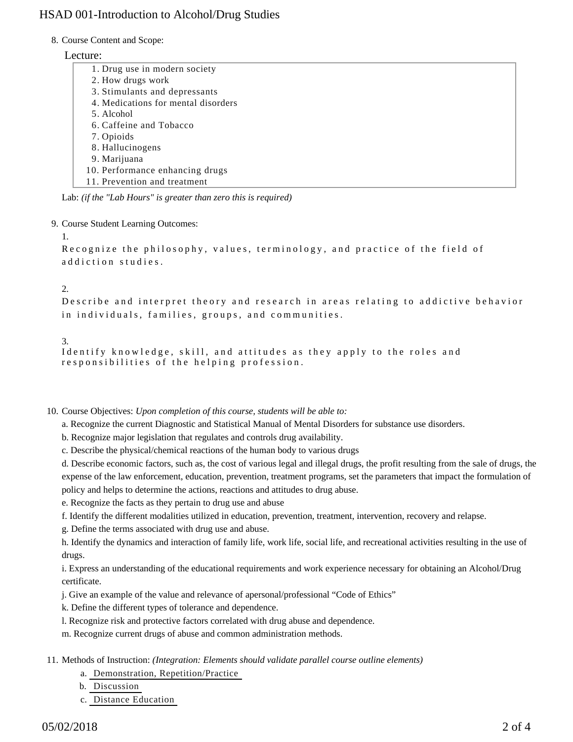8. Course Content and Scope:

Lecture:

1. Drug use in modern society
2. How drugs work
3. Stimulants and depressants
4. Medications for mental disorders
5. Alcohol
6. Caffeine and Tobacco
7. Opioids
8. Hallucinogens
9. Marijuana
10. Performance enhancing drugs
11. Prevention and treatment

Lab: *(if the "Lab Hours" is greater than zero this is required)*

9. Course Student Learning Outcomes:

1.
Recognize the philosophy, values, terminology, and practice of the field of addiction studies.

2.
Describe and interpret theory and research in areas relating to addictive behavior in individuals, families, groups, and communities.

3.
Identify knowledge, skill, and attitudes as they apply to the roles and responsibilities of the helping profession.

10. Course Objectives: *Upon completion of this course, students will be able to:*

a. Recognize the current Diagnostic and Statistical Manual of Mental Disorders for substance use disorders.

b. Recognize major legislation that regulates and controls drug availability.

c. Describe the physical/chemical reactions of the human body to various drugs

d. Describe economic factors, such as, the cost of various legal and illegal drugs, the profit resulting from the sale of drugs, the expense of the law enforcement, education, prevention, treatment programs, set the parameters that impact the formulation of policy and helps to determine the actions, reactions and attitudes to drug abuse.

e. Recognize the facts as they pertain to drug use and abuse

f. Identify the different modalities utilized in education, prevention, treatment, intervention, recovery and relapse.

g. Define the terms associated with drug use and abuse.

h. Identify the dynamics and interaction of family life, work life, social life, and recreational activities resulting in the use of drugs.

i. Express an understanding of the educational requirements and work experience necessary for obtaining an Alcohol/Drug certificate.

j. Give an example of the value and relevance of apersonal/professional "Code of Ethics"

k. Define the different types of tolerance and dependence.

l. Recognize risk and protective factors correlated with drug abuse and dependence.

m. Recognize current drugs of abuse and common administration methods.

11. Methods of Instruction: *(Integration: Elements should validate parallel course outline elements)*

a. Demonstration, Repetition/Practice
b. Discussion
c. Distance Education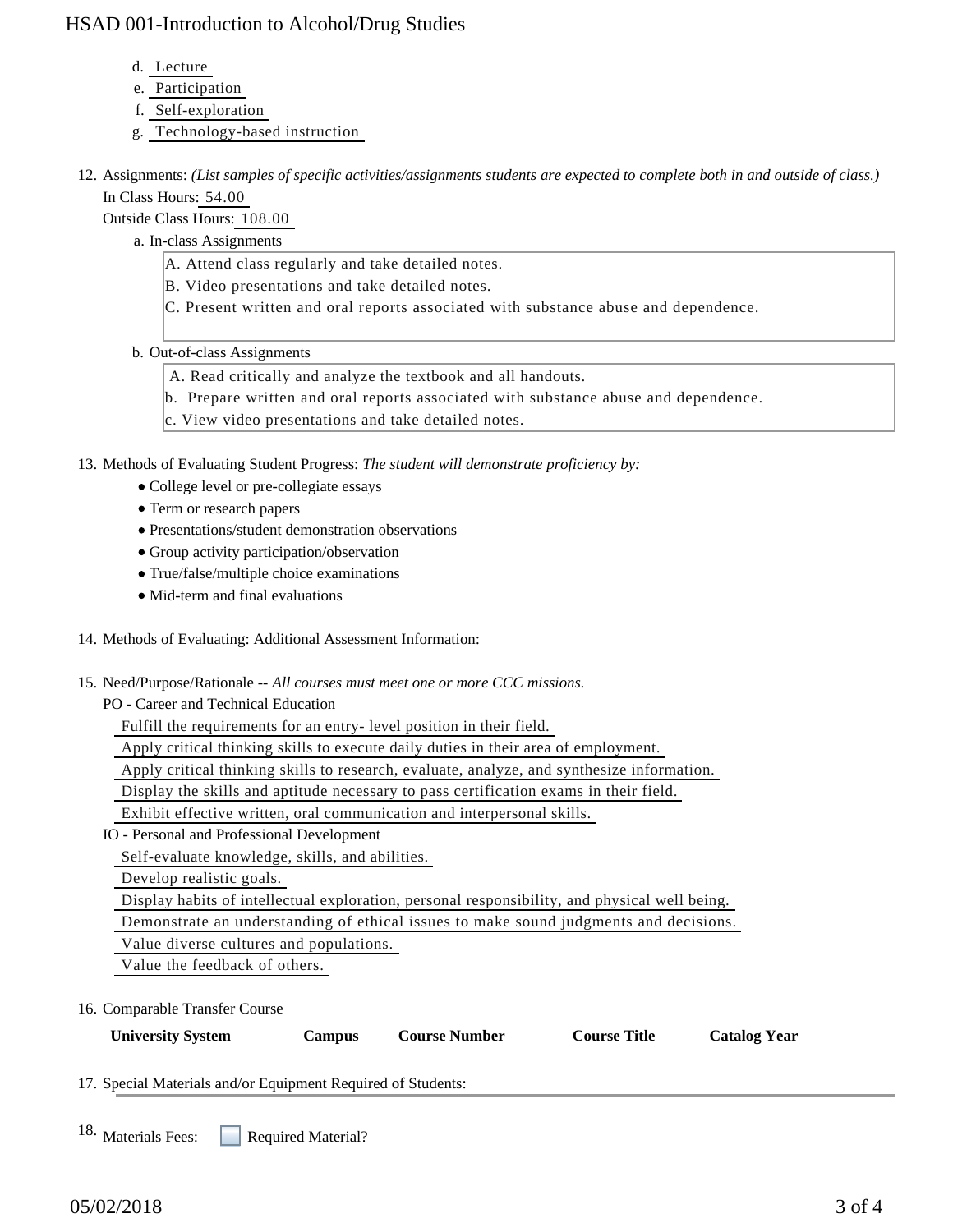d. Lecture
e. Participation
f. Self-exploration
g. Technology-based instruction

12. Assignments: *(List samples of specific activities/assignments students are expected to complete both in and outside of class.)*

    In Class Hours: 54.00

    Outside Class Hours: 108.00

    a. In-class Assignments

    A. Attend class regularly and take detailed notes.
    B. Video presentations and take detailed notes.
    C. Present written and oral reports associated with substance abuse and dependence.

    b. Out-of-class Assignments

    A. Read critically and analyze the textbook and all handouts.
    b. Prepare written and oral reports associated with substance abuse and dependence.
    c. View video presentations and take detailed notes.

13. Methods of Evaluating Student Progress: *The student will demonstrate proficiency by:*
    - College level or pre-collegiate essays
    - Term or research papers
    - Presentations/student demonstration observations
    - Group activity participation/observation
    - True/false/multiple choice examinations
    - Mid-term and final evaluations

14. Methods of Evaluating: Additional Assessment Information:

15. Need/Purpose/Rationale -- *All courses must meet one or more CCC missions.*

    PO - Career and Technical Education

    Fulfill the requirements for an entry- level position in their field.
    Apply critical thinking skills to execute daily duties in their area of employment.
    Apply critical thinking skills to research, evaluate, analyze, and synthesize information.
    Display the skills and aptitude necessary to pass certification exams in their field.
    Exhibit effective written, oral communication and interpersonal skills.

    IO - Personal and Professional Development

    Self-evaluate knowledge, skills, and abilities.
    Develop realistic goals.
    Display habits of intellectual exploration, personal responsibility, and physical well being.
    Demonstrate an understanding of ethical issues to make sound judgments and decisions.
    Value diverse cultures and populations.
    Value the feedback of others.

16. Comparable Transfer Course

| University System | Campus | Course Number | Course Title | Catalog Year |
|---|---|---|---|---|

17. Special Materials and/or Equipment Required of Students:

18. Materials Fees: ☐ Required Material?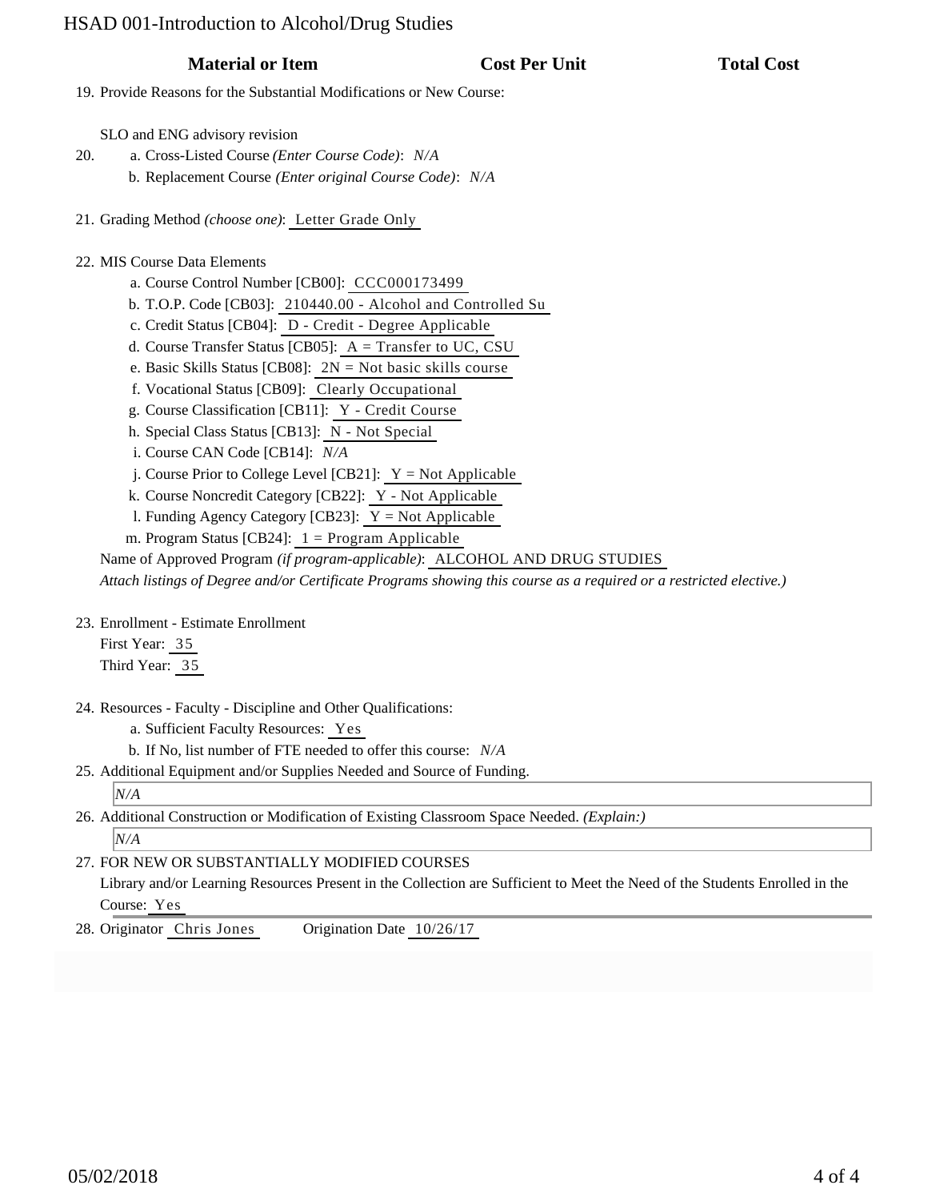| Material or Item | Cost Per Unit | Total Cost |
| --- | --- | --- |

19. Provide Reasons for the Substantial Modifications or New Course:

    SLO and ENG advisory revision

20. a. Cross-Listed Course *(Enter Course Code)*: *N/A*
    b. Replacement Course *(Enter original Course Code)*: *N/A*

21. Grading Method *(choose one)*: Letter Grade Only

22. MIS Course Data Elements
    a. Course Control Number [CB00]: CCC000173499
    b. T.O.P. Code [CB03]: 210440.00 - Alcohol and Controlled Su
    c. Credit Status [CB04]: D - Credit - Degree Applicable
    d. Course Transfer Status [CB05]: A = Transfer to UC, CSU
    e. Basic Skills Status [CB08]: 2N = Not basic skills course
    f. Vocational Status [CB09]: Clearly Occupational
    g. Course Classification [CB11]: Y - Credit Course
    h. Special Class Status [CB13]: N - Not Special
    i. Course CAN Code [CB14]: *N/A*
    j. Course Prior to College Level [CB21]: Y = Not Applicable
    k. Course Noncredit Category [CB22]: Y - Not Applicable
    l. Funding Agency Category [CB23]: Y = Not Applicable
    m. Program Status [CB24]: 1 = Program Applicable

    Name of Approved Program *(if program-applicable)*: ALCOHOL AND DRUG STUDIES
    *Attach listings of Degree and/or Certificate Programs showing this course as a required or a restricted elective.)*

23. Enrollment - Estimate Enrollment
    First Year: 35
    Third Year: 35

24. Resources - Faculty - Discipline and Other Qualifications:
    a. Sufficient Faculty Resources: Yes
    b. If No, list number of FTE needed to offer this course: *N/A*

25. Additional Equipment and/or Supplies Needed and Source of Funding.
    *N/A*

26. Additional Construction or Modification of Existing Classroom Space Needed. *(Explain:)*
    *N/A*

27. FOR NEW OR SUBSTANTIALLY MODIFIED COURSES
    Library and/or Learning Resources Present in the Collection are Sufficient to Meet the Need of the Students Enrolled in the Course: Yes

28. Originator Chris Jones Origination Date 10/26/17